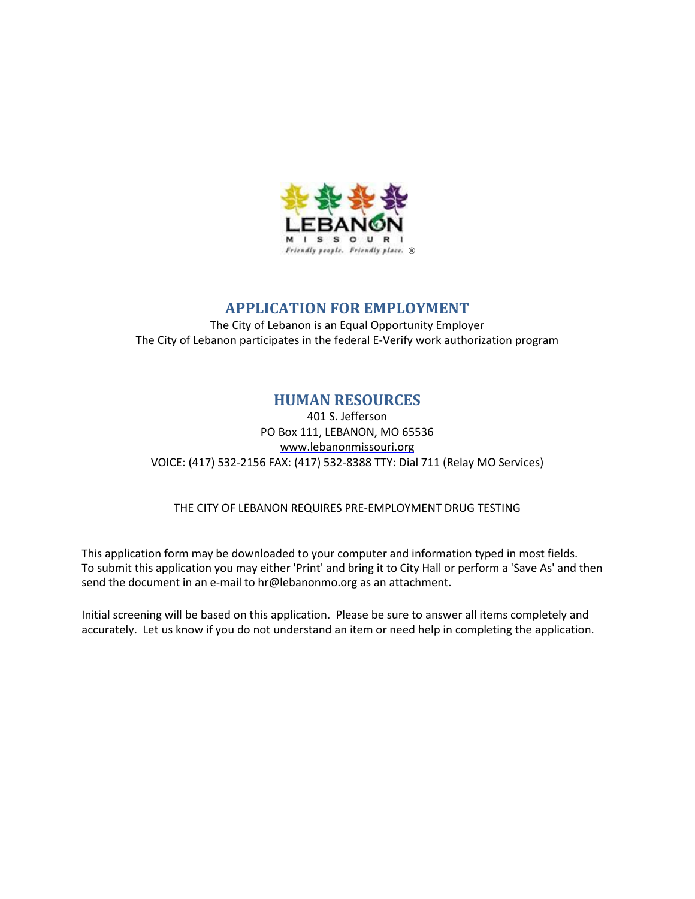# APPLICATION FOR EMPLOYMENT

The City of Lebanon is an Equal Opportunity Employer
The City of Lebanon participates in the federal E-Verify work authorization program

## HUMAN RESOURCES

401 S. Jefferson
PO Box 111, LEBANON, MO 65536
www.lebanonmissouri.org
VOICE: (417) 532-2156 FAX: (417) 532-8388 TTY: Dial 711 (Relay MO Services)

THE CITY OF LEBANON REQUIRES PRE-EMPLOYMENT DRUG TESTING

This application form may be downloaded to your computer and information typed in most fields. To submit this application you may either 'Print' and bring it to City Hall or perform a 'Save As' and then send the document in an e-mail to hr@lebanonmo.org as an attachment.

Initial screening will be based on this application. Please be sure to answer all items completely and accurately. Let us know if you do not understand an item or need help in completing the application.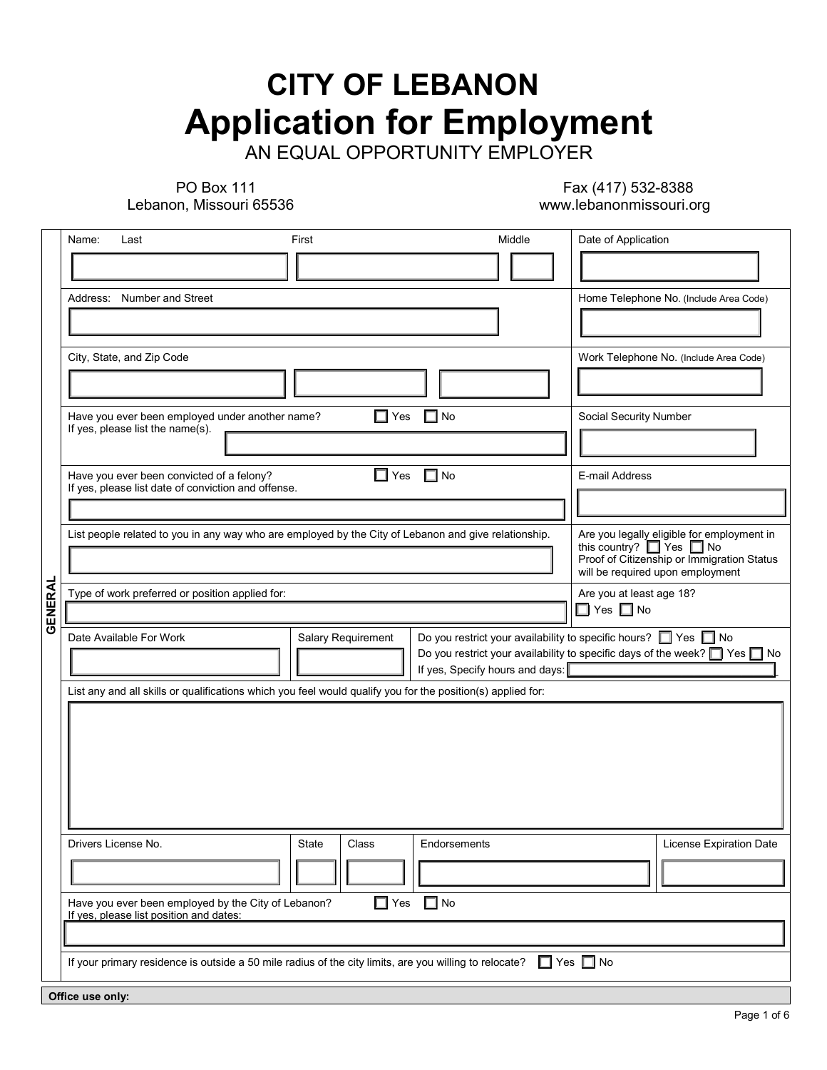# CITY OF LEBANON

# Application for Employment

AN EQUAL OPPORTUNITY EMPLOYER

PO Box 111
Lebanon, Missouri 65536

Fax (417) 532-8388
www.lebanonmissouri.org

## GENERAL

| Name: Last | First | Middle | Date of Application |
|---|---|---|---|
| | | | |

| Address: Number and Street | Home Telephone No. (Include Area Code) |
|---|---|
| | |

| City, State, and Zip Code | Work Telephone No. (Include Area Code) |
|---|---|
| | |

Have you ever been employed under another name? ☐ Yes ☐ No
If yes, please list the name(s).

Social Security Number

Have you ever been convicted of a felony? ☐ Yes ☐ No
If yes, please list date of conviction and offense.

E-mail Address

List people related to you in any way who are employed by the City of Lebanon and give relationship.

Are you legally eligible for employment in this country? ☐ Yes ☐ No
Proof of Citizenship or Immigration Status will be required upon employment

Type of work preferred or position applied for:

Are you at least age 18? ☐ Yes ☐ No

| Date Available For Work | Salary Requirement | Do you restrict your availability to specific hours? ☐ Yes ☐ No<br>Do you restrict your availability to specific days of the week? ☐ Yes ☐ No<br>If yes, Specify hours and days: |
|---|---|---|
| | | |

List any and all skills or qualifications which you feel would qualify you for the position(s) applied for:

| Drivers License No. | State | Class | Endorsements | License Expiration Date |
|---|---|---|---|---|
| | | | | |

Have you ever been employed by the City of Lebanon? ☐ Yes ☐ No
If yes, please list position and dates:

If your primary residence is outside a 50 mile radius of the city limits, are you willing to relocate? ☐ Yes ☐ No

**Office use only:**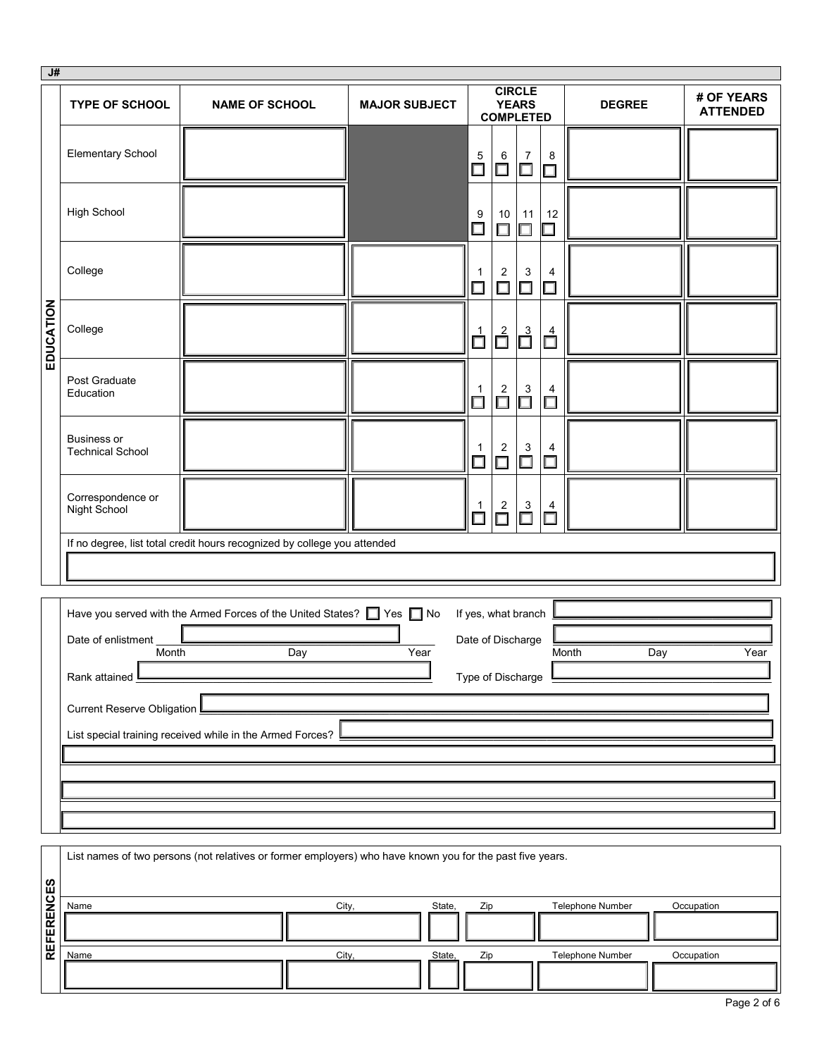J#

## EDUCATION

| TYPE OF SCHOOL | NAME OF SCHOOL | MAJOR SUBJECT | CIRCLE YEARS COMPLETED | DEGREE | # OF YEARS ATTENDED |
|---|---|---|---|---|---|
| Elementary School | | | 5 ☐ 6 ☐ 7 ☐ 8 ☐ | | |
| High School | | | 9 ☐ 10 ☐ 11 ☐ 12 ☐ | | |
| College | | | 1 ☐ 2 ☐ 3 ☐ 4 ☐ | | |
| College | | | 1 ☐ 2 ☐ 3 ☐ 4 ☐ | | |
| Post Graduate Education | | | 1 ☐ 2 ☐ 3 ☐ 4 ☐ | | |
| Business or Technical School | | | 1 ☐ 2 ☐ 3 ☐ 4 ☐ | | |
| Correspondence or Night School | | | 1 ☐ 2 ☐ 3 ☐ 4 ☐ | | |

If no degree, list total credit hours recognized by college you attended

_______________________________________________

Have you served with the Armed Forces of the United States? ☐ Yes ☐ No    If yes, what branch ________________

Date of enlistment ________________ (Month / Day / Year)    Date of Discharge ________________ (Month / Day / Year)

Rank attained ________________    Type of Discharge ________________

Current Reserve Obligation ________________

List special training received while in the Armed Forces? ________________

_______________________________________________

_______________________________________________

_______________________________________________

## REFERENCES

List names of two persons (not relatives or former employers) who have known you for the past five years.

| Name | City, | State, | Zip | Telephone Number | Occupation |
|---|---|---|---|---|---|
| | | | | | |
| | | | | | |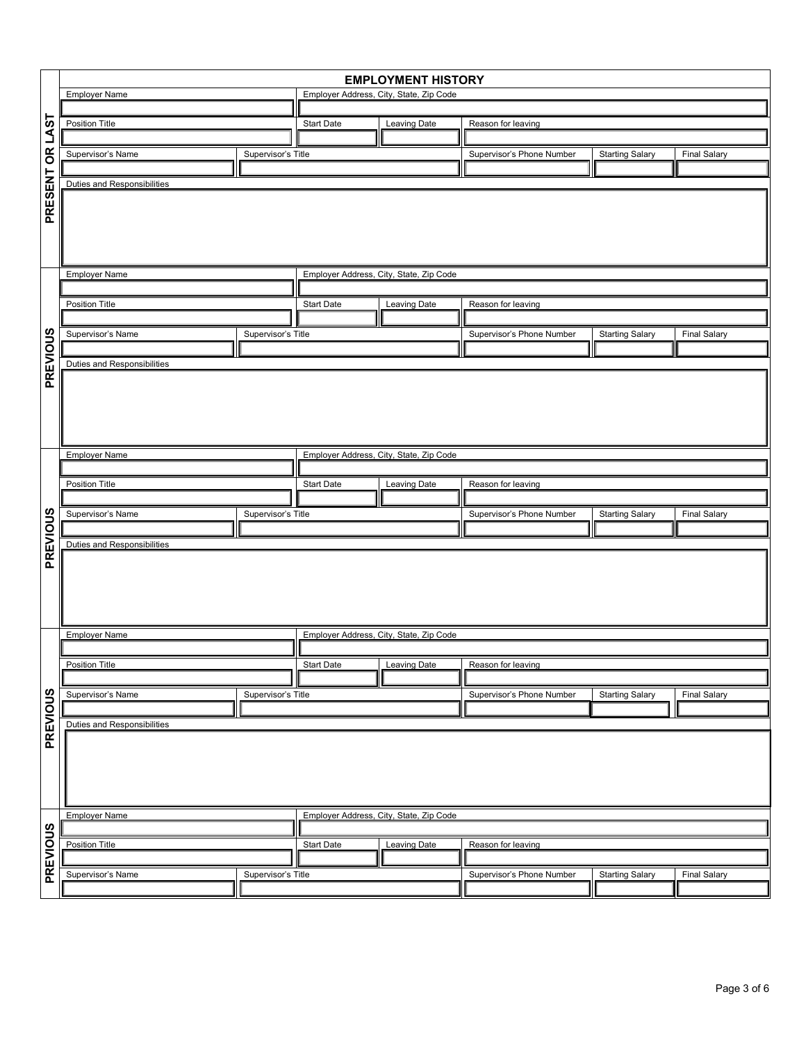## EMPLOYMENT HISTORY

### PRESENT OR LAST

| Employer Name | Employer Address, City, State, Zip Code |
|---|---|
| | |

| Position Title | Start Date | Leaving Date | Reason for leaving |
|---|---|---|---|
| | | | |

| Supervisor's Name | Supervisor's Title | Supervisor's Phone Number | Starting Salary | Final Salary |
|---|---|---|---|---|
| | | | | |

Duties and Responsibilities

### PREVIOUS

| Employer Name | Employer Address, City, State, Zip Code |
|---|---|
| | |

| Position Title | Start Date | Leaving Date | Reason for leaving |
|---|---|---|---|
| | | | |

| Supervisor's Name | Supervisor's Title | Supervisor's Phone Number | Starting Salary | Final Salary |
|---|---|---|---|---|
| | | | | |

Duties and Responsibilities

### PREVIOUS

| Employer Name | Employer Address, City, State, Zip Code |
|---|---|
| | |

| Position Title | Start Date | Leaving Date | Reason for leaving |
|---|---|---|---|
| | | | |

| Supervisor's Name | Supervisor's Title | Supervisor's Phone Number | Starting Salary | Final Salary |
|---|---|---|---|---|
| | | | | |

Duties and Responsibilities

### PREVIOUS

| Employer Name | Employer Address, City, State, Zip Code |
|---|---|
| | |

| Position Title | Start Date | Leaving Date | Reason for leaving |
|---|---|---|---|
| | | | |

| Supervisor's Name | Supervisor's Title | Supervisor's Phone Number | Starting Salary | Final Salary |
|---|---|---|---|---|
| | | | | |

Duties and Responsibilities

### PREVIOUS

| Employer Name | Employer Address, City, State, Zip Code |
|---|---|
| | |

| Position Title | Start Date | Leaving Date | Reason for leaving |
|---|---|---|---|
| | | | |

| Supervisor's Name | Supervisor's Title | Supervisor's Phone Number | Starting Salary | Final Salary |
|---|---|---|---|---|
| | | | | |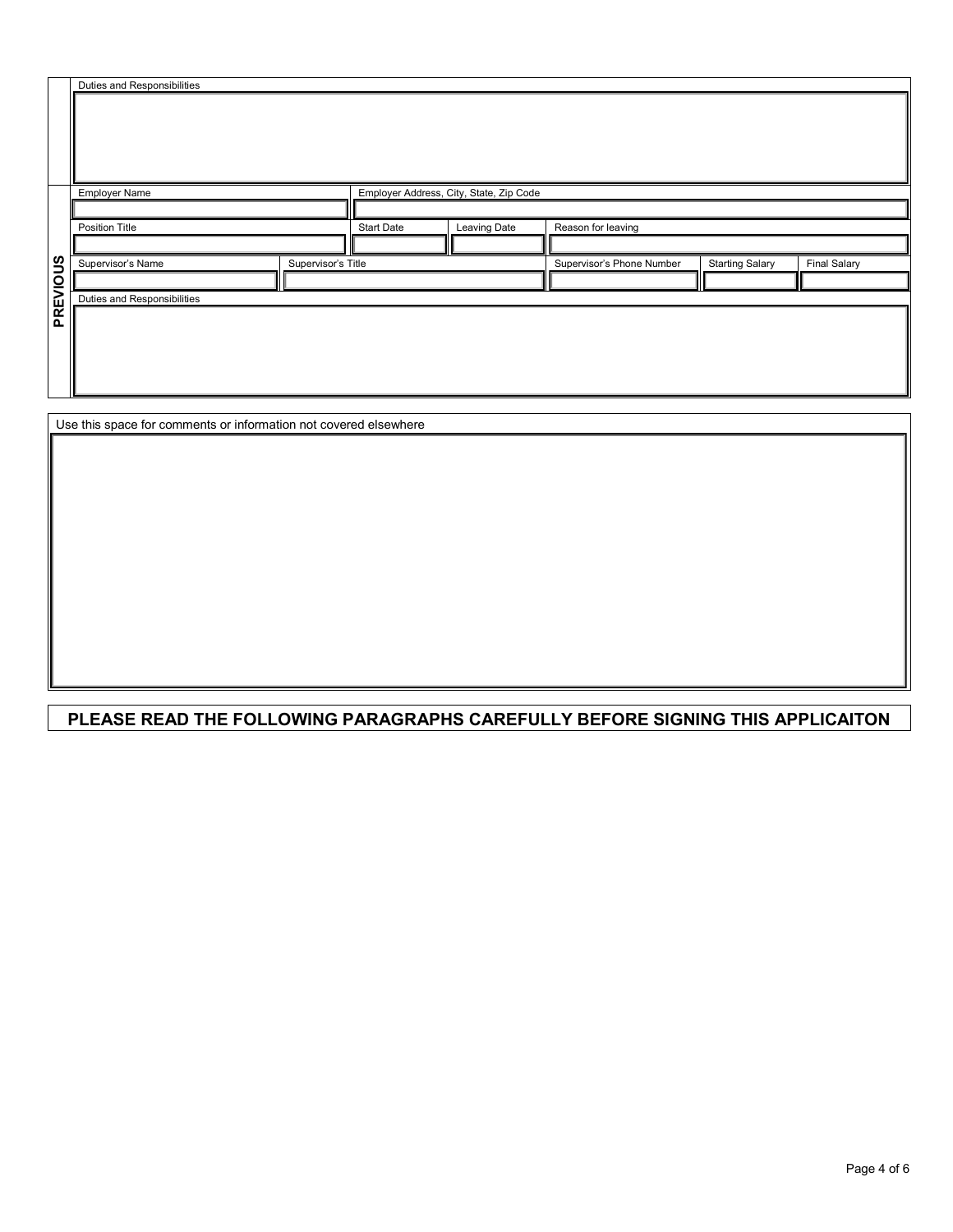| | Duties and Responsibilities | | | | | | |
|---|---|---|---|---|---|---|---|
| | | | | | | | |

| | Employer Name | | Employer Address, City, State, Zip Code | | | | |
|---|---|---|---|---|---|---|---|
| | | | | | | | |
| | Position Title | | Start Date | Leaving Date | Reason for leaving | | |
| | | | | | | | |
| **PREVIOUS** | Supervisor's Name | Supervisor's Title | | | Supervisor's Phone Number | Starting Salary | Final Salary |
| | | | | | | | |
| | Duties and Responsibilities | | | | | | |
| | | | | | | | |

| Use this space for comments or information not covered elsewhere |
|---|
| |

**PLEASE READ THE FOLLOWING PARAGRAPHS CAREFULLY BEFORE SIGNING THIS APPLICAITON**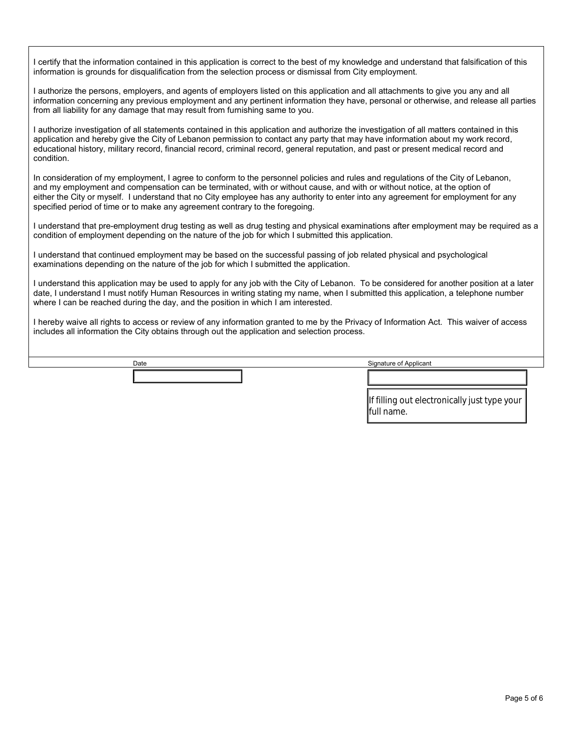I certify that the information contained in this application is correct to the best of my knowledge and understand that falsification of this information is grounds for disqualification from the selection process or dismissal from City employment.

I authorize the persons, employers, and agents of employers listed on this application and all attachments to give you any and all information concerning any previous employment and any pertinent information they have, personal or otherwise, and release all parties from all liability for any damage that may result from furnishing same to you.

I authorize investigation of all statements contained in this application and authorize the investigation of all matters contained in this application and hereby give the City of Lebanon permission to contact any party that may have information about my work record, educational history, military record, financial record, criminal record, general reputation, and past or present medical record and condition.

In consideration of my employment, I agree to conform to the personnel policies and rules and regulations of the City of Lebanon, and my employment and compensation can be terminated, with or without cause, and with or without notice, at the option of either the City or myself. I understand that no City employee has any authority to enter into any agreement for employment for any specified period of time or to make any agreement contrary to the foregoing.

I understand that pre-employment drug testing as well as drug testing and physical examinations after employment may be required as a condition of employment depending on the nature of the job for which I submitted this application.

I understand that continued employment may be based on the successful passing of job related physical and psychological examinations depending on the nature of the job for which I submitted the application.

I understand this application may be used to apply for any job with the City of Lebanon. To be considered for another position at a later date, I understand I must notify Human Resources in writing stating my name, when I submitted this application, a telephone number where I can be reached during the day, and the position in which I am interested.

I hereby waive all rights to access or review of any information granted to me by the Privacy of Information Act. This waiver of access includes all information the City obtains through out the application and selection process.

| Date | Signature of Applicant |
| --- | --- |
| | |

If filling out electronically just type your full name.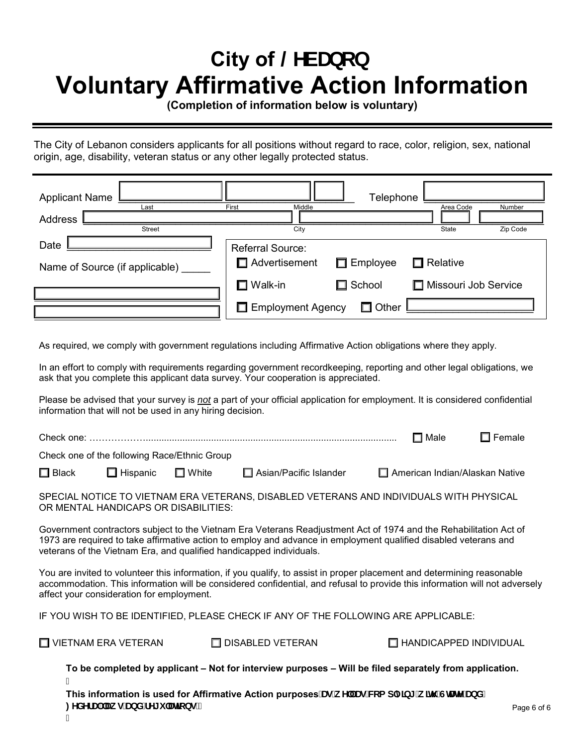# City of / HEDQRQ
# Voluntary Affirmative Action Information

**(Completion of information below is voluntary)**

The City of Lebanon considers applicants for all positions without regard to race, color, religion, sex, national origin, age, disability, veteran status or any other legally protected status.

Applicant Name ____________ ____________ ____ Telephone ____________

Last First Middle Area Code Number

Address ____________ ____________ ____ ____________

Street City State Zip Code

Date ____________

Name of Source (if applicable) _____

____________

____________

Referral Source:

☐ Advertisement ☐ Employee ☐ Relative

☐ Walk-in ☐ School ☐ Missouri Job Service

☐ Employment Agency ☐ Other ____________

As required, we comply with government regulations including Affirmative Action obligations where they apply.

In an effort to comply with requirements regarding government recordkeeping, reporting and other legal obligations, we ask that you complete this applicant data survey. Your cooperation is appreciated.

Please be advised that your survey is *not* a part of your official application for employment. It is considered confidential information that will not be used in any hiring decision.

Check one: ……………................................................................................................ ☐ Male ☐ Female

Check one of the following Race/Ethnic Group

☐ Black ☐ Hispanic ☐ White ☐ Asian/Pacific Islander ☐ American Indian/Alaskan Native

SPECIAL NOTICE TO VIETNAM ERA VETERANS, DISABLED VETERANS AND INDIVIDUALS WITH PHYSICAL OR MENTAL HANDICAPS OR DISABILITIES:

Government contractors subject to the Vietnam Era Veterans Readjustment Act of 1974 and the Rehabilitation Act of 1973 are required to take affirmative action to employ and advance in employment qualified disabled veterans and veterans of the Vietnam Era, and qualified handicapped individuals.

You are invited to volunteer this information, if you qualify, to assist in proper placement and determining reasonable accommodation. This information will be considered confidential, and refusal to provide this information will not adversely affect your consideration for employment.

IF YOU WISH TO BE IDENTIFIED, PLEASE CHECK IF ANY OF THE FOLLOWING ARE APPLICABLE:

☐ VIETNAM ERA VETERAN ☐ DISABLED VETERAN ☐ HANDICAPPED INDIVIDUAL

**To be completed by applicant – Not for interview purposes – Will be filed separately from application.**

**This information is used for Affirmative Action purposes DV ZHOO DV FRPSOLQJ ZLWK 6WDWH DQG ) HGHUDO OD ZV DQG UHJXODWLRQV**